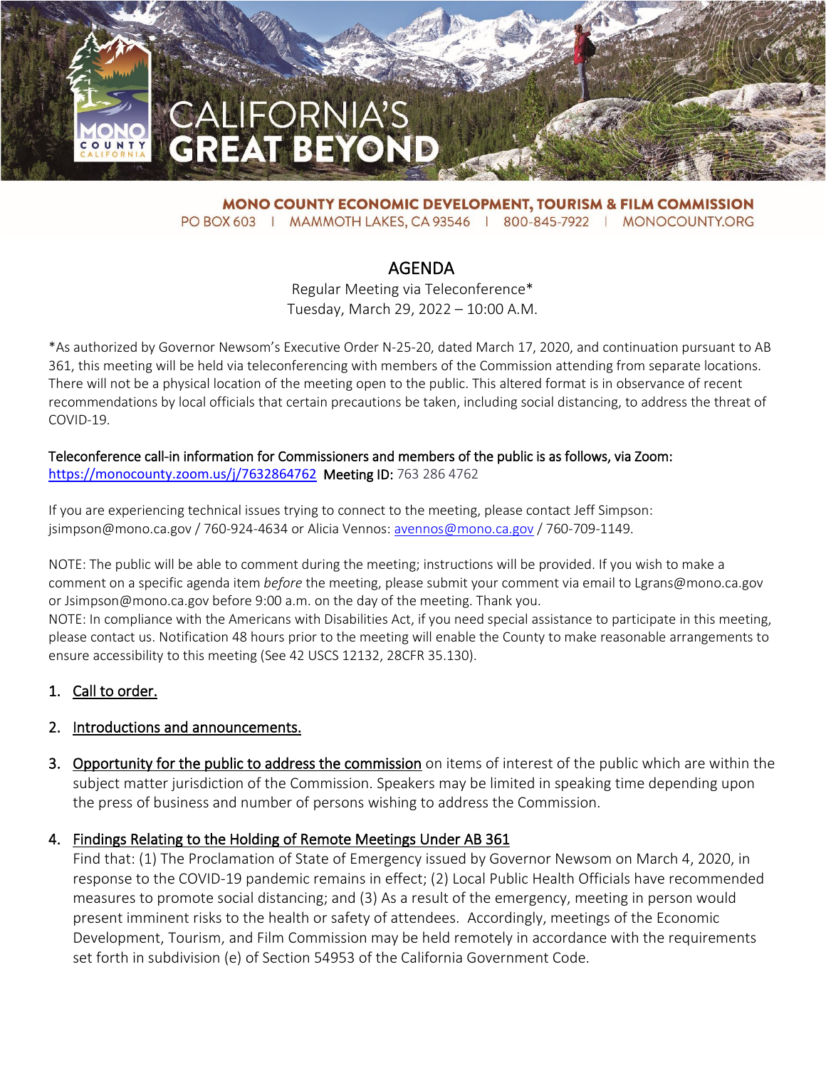# CALIFORNIA'S GREAT BEYOND

**MONO COUNTY ECONOMIC DEVELOPMENT, TOURISM & FILM COMMISSION**
PO BOX 603 | MAMMOTH LAKES, CA 93546 | 800-845-7922 | MONOCOUNTY.ORG

## AGENDA

Regular Meeting via Teleconference*
Tuesday, March 29, 2022 – 10:00 A.M.

*As authorized by Governor Newsom's Executive Order N-25-20, dated March 17, 2020, and continuation pursuant to AB 361, this meeting will be held via teleconferencing with members of the Commission attending from separate locations. There will not be a physical location of the meeting open to the public. This altered format is in observance of recent recommendations by local officials that certain precautions be taken, including social distancing, to address the threat of COVID-19.

**Teleconference call-in information for Commissioners and members of the public is as follows, via Zoom:**
https://monocounty.zoom.us/j/7632864762 **Meeting ID:** 763 286 4762

If you are experiencing technical issues trying to connect to the meeting, please contact Jeff Simpson: jsimpson@mono.ca.gov / 760-924-4634 or Alicia Vennos: avennos@mono.ca.gov / 760-709-1149.

NOTE: The public will be able to comment during the meeting; instructions will be provided. If you wish to make a comment on a specific agenda item *before* the meeting, please submit your comment via email to Lgrans@mono.ca.gov or Jsimpson@mono.ca.gov before 9:00 a.m. on the day of the meeting. Thank you.
NOTE: In compliance with the Americans with Disabilities Act, if you need special assistance to participate in this meeting, please contact us. Notification 48 hours prior to the meeting will enable the County to make reasonable arrangements to ensure accessibility to this meeting (See 42 USCS 12132, 28CFR 35.130).

1. Call to order.
2. Introductions and announcements.
3. Opportunity for the public to address the commission on items of interest of the public which are within the subject matter jurisdiction of the Commission. Speakers may be limited in speaking time depending upon the press of business and number of persons wishing to address the Commission.
4. Findings Relating to the Holding of Remote Meetings Under AB 361
   Find that: (1) The Proclamation of State of Emergency issued by Governor Newsom on March 4, 2020, in response to the COVID-19 pandemic remains in effect; (2) Local Public Health Officials have recommended measures to promote social distancing; and (3) As a result of the emergency, meeting in person would present imminent risks to the health or safety of attendees. Accordingly, meetings of the Economic Development, Tourism, and Film Commission may be held remotely in accordance with the requirements set forth in subdivision (e) of Section 54953 of the California Government Code.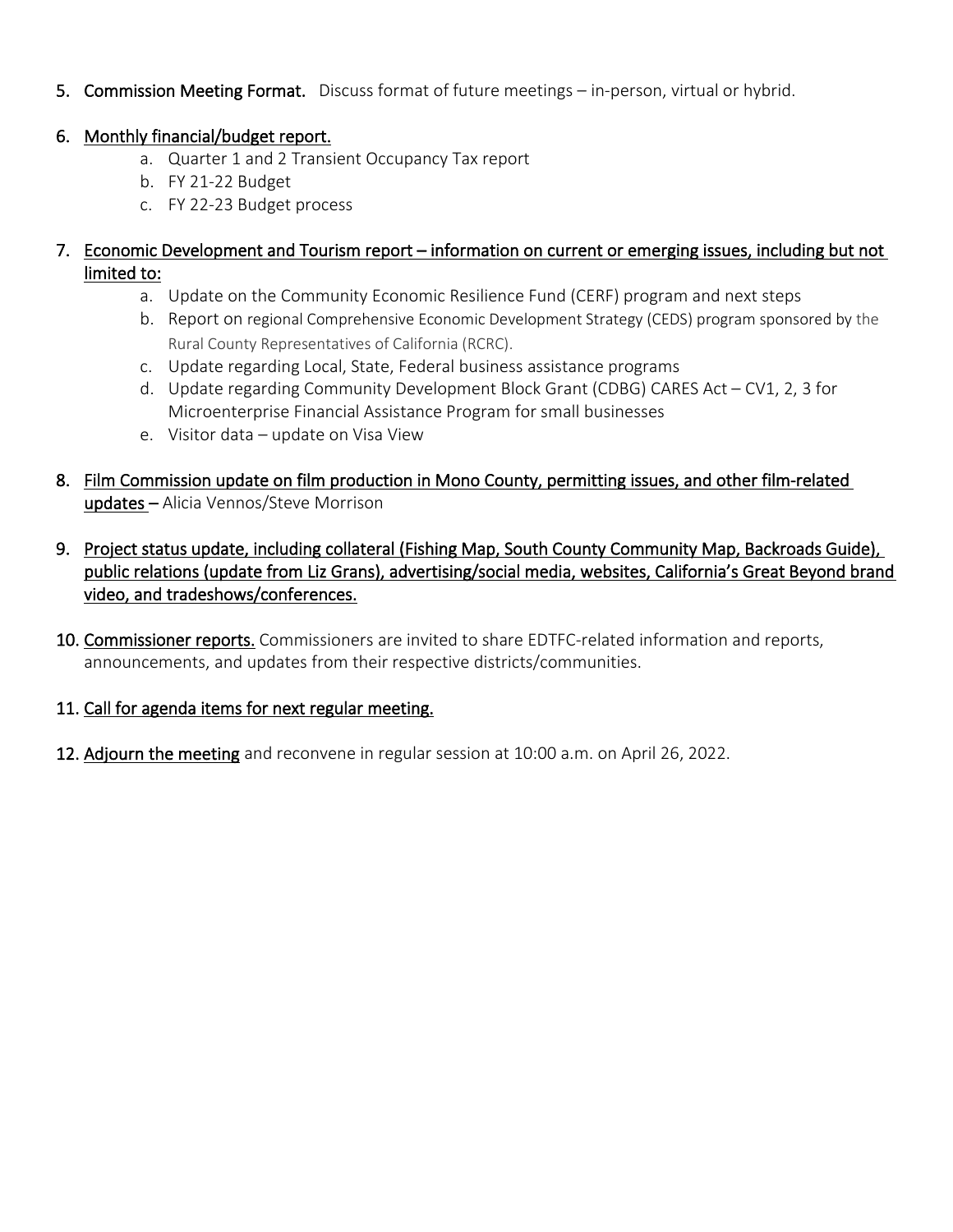5. **Commission Meeting Format.** Discuss format of future meetings – in-person, virtual or hybrid.

6. Monthly financial/budget report.
   a. Quarter 1 and 2 Transient Occupancy Tax report
   b. FY 21-22 Budget
   c. FY 22-23 Budget process

7. Economic Development and Tourism report – information on current or emerging issues, including but not limited to:
   a. Update on the Community Economic Resilience Fund (CERF) program and next steps
   b. Report on regional Comprehensive Economic Development Strategy (CEDS) program sponsored by the Rural County Representatives of California (RCRC).
   c. Update regarding Local, State, Federal business assistance programs
   d. Update regarding Community Development Block Grant (CDBG) CARES Act – CV1, 2, 3 for Microenterprise Financial Assistance Program for small businesses
   e. Visitor data – update on Visa View

8. Film Commission update on film production in Mono County, permitting issues, and other film-related updates – Alicia Vennos/Steve Morrison

9. Project status update, including collateral (Fishing Map, South County Community Map, Backroads Guide), public relations (update from Liz Grans), advertising/social media, websites, California's Great Beyond brand video, and tradeshows/conferences.

10. Commissioner reports. Commissioners are invited to share EDTFC-related information and reports, announcements, and updates from their respective districts/communities.

11. Call for agenda items for next regular meeting.

12. Adjourn the meeting and reconvene in regular session at 10:00 a.m. on April 26, 2022.